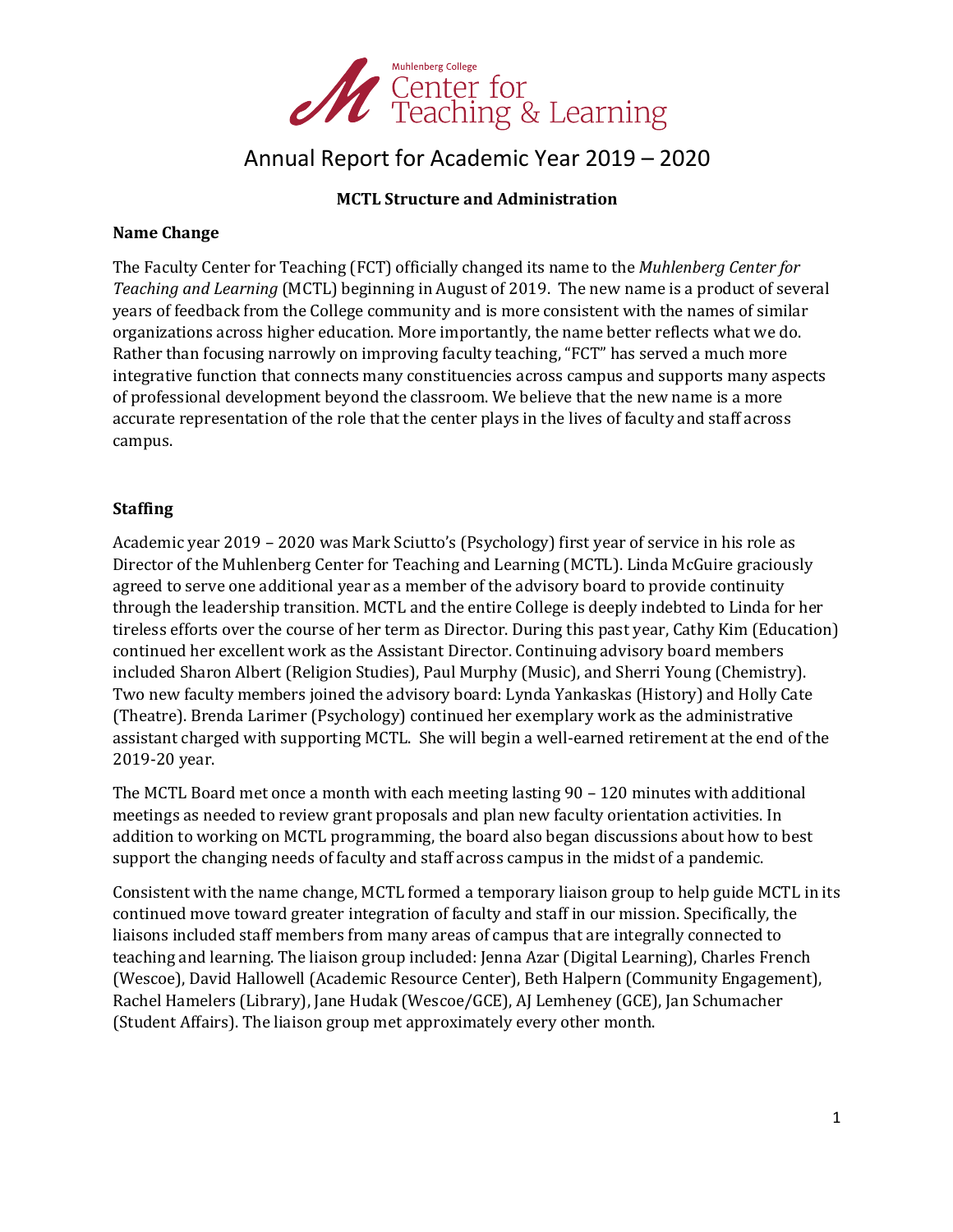Muhlenberg College Center for Teaching & Learning

# Annual Report for Academic Year 2019 – 2020

## MCTL Structure and Administration

### Name Change

The Faculty Center for Teaching (FCT) officially changed its name to the *Muhlenberg Center for Teaching and Learning* (MCTL) beginning in August of 2019. The new name is a product of several years of feedback from the College community and is more consistent with the names of similar organizations across higher education. More importantly, the name better reflects what we do. Rather than focusing narrowly on improving faculty teaching, "FCT" has served a much more integrative function that connects many constituencies across campus and supports many aspects of professional development beyond the classroom. We believe that the new name is a more accurate representation of the role that the center plays in the lives of faculty and staff across campus.

### Staffing

Academic year 2019 – 2020 was Mark Sciutto's (Psychology) first year of service in his role as Director of the Muhlenberg Center for Teaching and Learning (MCTL). Linda McGuire graciously agreed to serve one additional year as a member of the advisory board to provide continuity through the leadership transition. MCTL and the entire College is deeply indebted to Linda for her tireless efforts over the course of her term as Director. During this past year, Cathy Kim (Education) continued her excellent work as the Assistant Director. Continuing advisory board members included Sharon Albert (Religion Studies), Paul Murphy (Music), and Sherri Young (Chemistry). Two new faculty members joined the advisory board: Lynda Yankaskas (History) and Holly Cate (Theatre). Brenda Larimer (Psychology) continued her exemplary work as the administrative assistant charged with supporting MCTL. She will begin a well-earned retirement at the end of the 2019-20 year.

The MCTL Board met once a month with each meeting lasting 90 – 120 minutes with additional meetings as needed to review grant proposals and plan new faculty orientation activities. In addition to working on MCTL programming, the board also began discussions about how to best support the changing needs of faculty and staff across campus in the midst of a pandemic.

Consistent with the name change, MCTL formed a temporary liaison group to help guide MCTL in its continued move toward greater integration of faculty and staff in our mission. Specifically, the liaisons included staff members from many areas of campus that are integrally connected to teaching and learning. The liaison group included: Jenna Azar (Digital Learning), Charles French (Wescoe), David Hallowell (Academic Resource Center), Beth Halpern (Community Engagement), Rachel Hamelers (Library), Jane Hudak (Wescoe/GCE), AJ Lemheney (GCE), Jan Schumacher (Student Affairs). The liaison group met approximately every other month.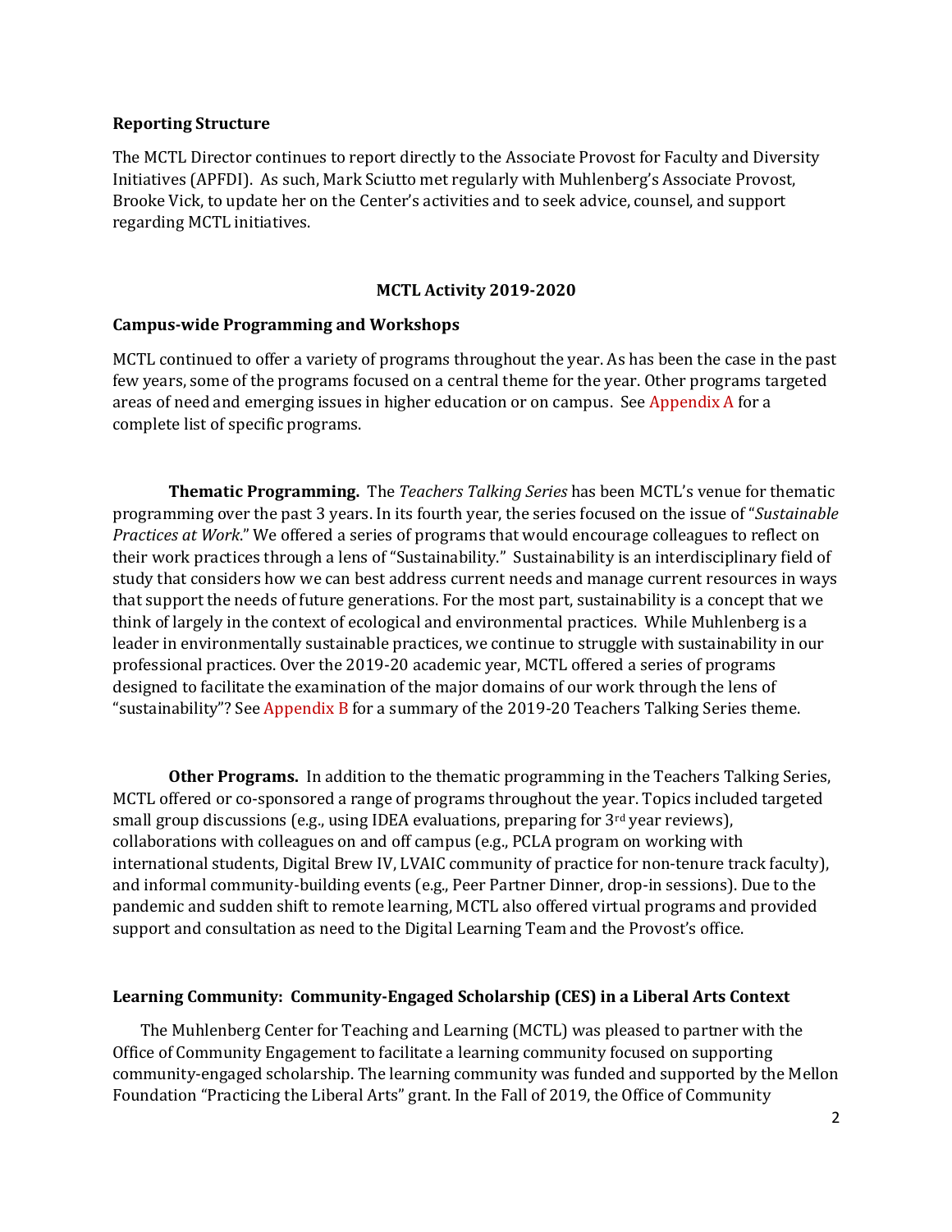**Reporting Structure**

The MCTL Director continues to report directly to the Associate Provost for Faculty and Diversity Initiatives (APFDI). As such, Mark Sciutto met regularly with Muhlenberg's Associate Provost, Brooke Vick, to update her on the Center's activities and to seek advice, counsel, and support regarding MCTL initiatives.

## MCTL Activity 2019-2020

**Campus-wide Programming and Workshops**

MCTL continued to offer a variety of programs throughout the year. As has been the case in the past few years, some of the programs focused on a central theme for the year. Other programs targeted areas of need and emerging issues in higher education or on campus. See Appendix A for a complete list of specific programs.

**Thematic Programming.** The *Teachers Talking Series* has been MCTL's venue for thematic programming over the past 3 years. In its fourth year, the series focused on the issue of "*Sustainable Practices at Work*." We offered a series of programs that would encourage colleagues to reflect on their work practices through a lens of "Sustainability." Sustainability is an interdisciplinary field of study that considers how we can best address current needs and manage current resources in ways that support the needs of future generations. For the most part, sustainability is a concept that we think of largely in the context of ecological and environmental practices. While Muhlenberg is a leader in environmentally sustainable practices, we continue to struggle with sustainability in our professional practices. Over the 2019-20 academic year, MCTL offered a series of programs designed to facilitate the examination of the major domains of our work through the lens of "sustainability"? See Appendix B for a summary of the 2019-20 Teachers Talking Series theme.

**Other Programs.** In addition to the thematic programming in the Teachers Talking Series, MCTL offered or co-sponsored a range of programs throughout the year. Topics included targeted small group discussions (e.g., using IDEA evaluations, preparing for 3rd year reviews), collaborations with colleagues on and off campus (e.g., PCLA program on working with international students, Digital Brew IV, LVAIC community of practice for non-tenure track faculty), and informal community-building events (e.g., Peer Partner Dinner, drop-in sessions). Due to the pandemic and sudden shift to remote learning, MCTL also offered virtual programs and provided support and consultation as need to the Digital Learning Team and the Provost's office.

**Learning Community: Community-Engaged Scholarship (CES) in a Liberal Arts Context**

The Muhlenberg Center for Teaching and Learning (MCTL) was pleased to partner with the Office of Community Engagement to facilitate a learning community focused on supporting community-engaged scholarship. The learning community was funded and supported by the Mellon Foundation "Practicing the Liberal Arts" grant. In the Fall of 2019, the Office of Community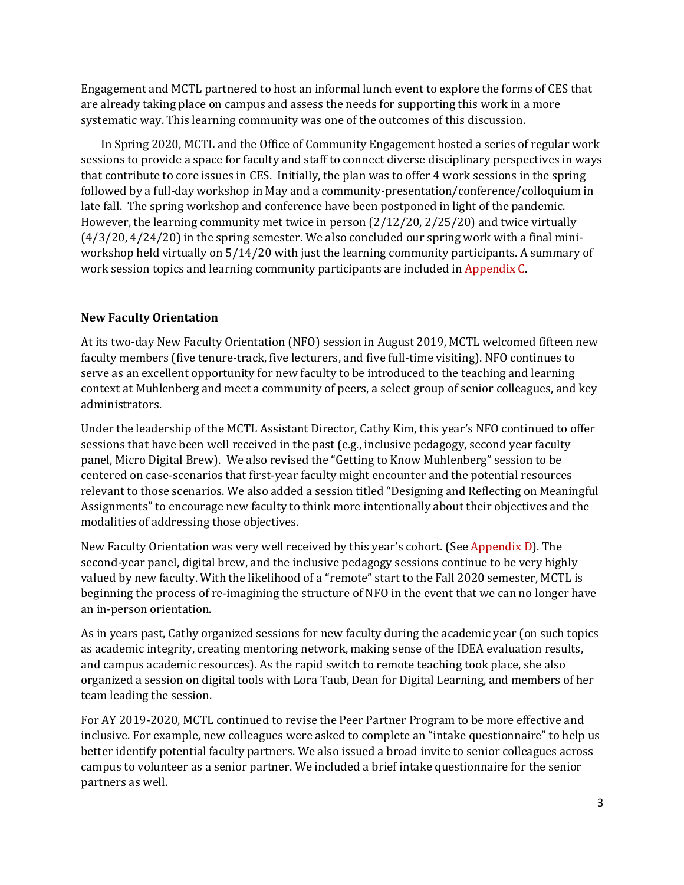Engagement and MCTL partnered to host an informal lunch event to explore the forms of CES that are already taking place on campus and assess the needs for supporting this work in a more systematic way. This learning community was one of the outcomes of this discussion.

In Spring 2020, MCTL and the Office of Community Engagement hosted a series of regular work sessions to provide a space for faculty and staff to connect diverse disciplinary perspectives in ways that contribute to core issues in CES. Initially, the plan was to offer 4 work sessions in the spring followed by a full-day workshop in May and a community-presentation/conference/colloquium in late fall. The spring workshop and conference have been postponed in light of the pandemic. However, the learning community met twice in person (2/12/20, 2/25/20) and twice virtually (4/3/20, 4/24/20) in the spring semester. We also concluded our spring work with a final mini-workshop held virtually on 5/14/20 with just the learning community participants. A summary of work session topics and learning community participants are included in Appendix C.

**New Faculty Orientation**

At its two-day New Faculty Orientation (NFO) session in August 2019, MCTL welcomed fifteen new faculty members (five tenure-track, five lecturers, and five full-time visiting). NFO continues to serve as an excellent opportunity for new faculty to be introduced to the teaching and learning context at Muhlenberg and meet a community of peers, a select group of senior colleagues, and key administrators.

Under the leadership of the MCTL Assistant Director, Cathy Kim, this year's NFO continued to offer sessions that have been well received in the past (e.g., inclusive pedagogy, second year faculty panel, Micro Digital Brew). We also revised the "Getting to Know Muhlenberg" session to be centered on case-scenarios that first-year faculty might encounter and the potential resources relevant to those scenarios. We also added a session titled "Designing and Reflecting on Meaningful Assignments" to encourage new faculty to think more intentionally about their objectives and the modalities of addressing those objectives.

New Faculty Orientation was very well received by this year's cohort. (See Appendix D). The second-year panel, digital brew, and the inclusive pedagogy sessions continue to be very highly valued by new faculty. With the likelihood of a "remote" start to the Fall 2020 semester, MCTL is beginning the process of re-imagining the structure of NFO in the event that we can no longer have an in-person orientation.

As in years past, Cathy organized sessions for new faculty during the academic year (on such topics as academic integrity, creating mentoring network, making sense of the IDEA evaluation results, and campus academic resources). As the rapid switch to remote teaching took place, she also organized a session on digital tools with Lora Taub, Dean for Digital Learning, and members of her team leading the session.

For AY 2019-2020, MCTL continued to revise the Peer Partner Program to be more effective and inclusive. For example, new colleagues were asked to complete an "intake questionnaire" to help us better identify potential faculty partners. We also issued a broad invite to senior colleagues across campus to volunteer as a senior partner. We included a brief intake questionnaire for the senior partners as well.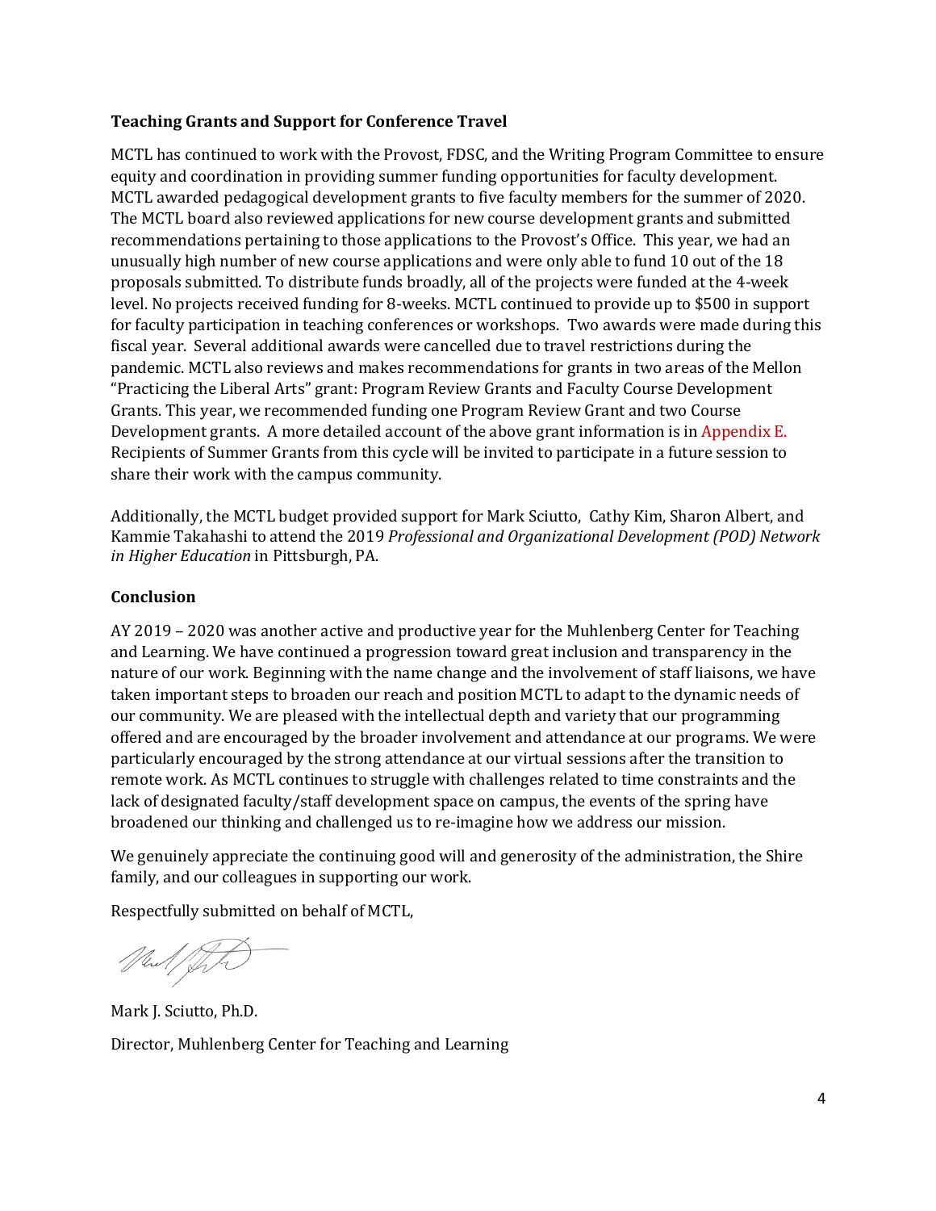**Teaching Grants and Support for Conference Travel**

MCTL has continued to work with the Provost, FDSC, and the Writing Program Committee to ensure equity and coordination in providing summer funding opportunities for faculty development. MCTL awarded pedagogical development grants to five faculty members for the summer of 2020. The MCTL board also reviewed applications for new course development grants and submitted recommendations pertaining to those applications to the Provost's Office. This year, we had an unusually high number of new course applications and were only able to fund 10 out of the 18 proposals submitted. To distribute funds broadly, all of the projects were funded at the 4-week level. No projects received funding for 8-weeks. MCTL continued to provide up to $500 in support for faculty participation in teaching conferences or workshops. Two awards were made during this fiscal year. Several additional awards were cancelled due to travel restrictions during the pandemic. MCTL also reviews and makes recommendations for grants in two areas of the Mellon "Practicing the Liberal Arts" grant: Program Review Grants and Faculty Course Development Grants. This year, we recommended funding one Program Review Grant and two Course Development grants. A more detailed account of the above grant information is in Appendix E. Recipients of Summer Grants from this cycle will be invited to participate in a future session to share their work with the campus community.

Additionally, the MCTL budget provided support for Mark Sciutto, Cathy Kim, Sharon Albert, and Kammie Takahashi to attend the 2019 *Professional and Organizational Development (POD) Network in Higher Education* in Pittsburgh, PA.

**Conclusion**

AY 2019 – 2020 was another active and productive year for the Muhlenberg Center for Teaching and Learning. We have continued a progression toward great inclusion and transparency in the nature of our work. Beginning with the name change and the involvement of staff liaisons, we have taken important steps to broaden our reach and position MCTL to adapt to the dynamic needs of our community. We are pleased with the intellectual depth and variety that our programming offered and are encouraged by the broader involvement and attendance at our programs. We were particularly encouraged by the strong attendance at our virtual sessions after the transition to remote work. As MCTL continues to struggle with challenges related to time constraints and the lack of designated faculty/staff development space on campus, the events of the spring have broadened our thinking and challenged us to re-imagine how we address our mission.

We genuinely appreciate the continuing good will and generosity of the administration, the Shire family, and our colleagues in supporting our work.

Respectfully submitted on behalf of MCTL,

Mark J. Sciutto, Ph.D.

Director, Muhlenberg Center for Teaching and Learning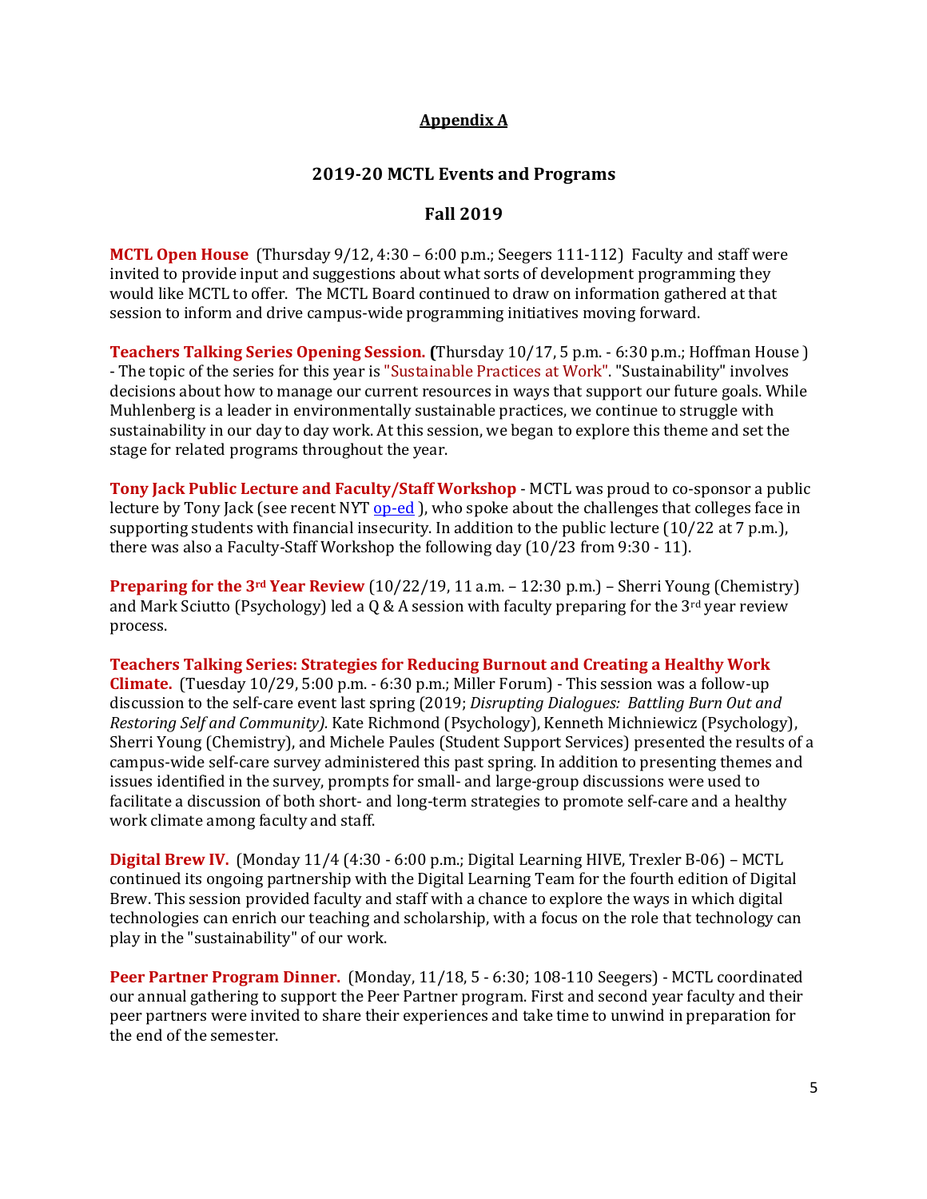## Appendix A

## 2019-20 MCTL Events and Programs

### Fall 2019

**MCTL Open House** (Thursday 9/12, 4:30 – 6:00 p.m.; Seegers 111-112) Faculty and staff were invited to provide input and suggestions about what sorts of development programming they would like MCTL to offer. The MCTL Board continued to draw on information gathered at that session to inform and drive campus-wide programming initiatives moving forward.

**Teachers Talking Series Opening Session. (**Thursday 10/17, 5 p.m. - 6:30 p.m.; Hoffman House ) - The topic of the series for this year is "Sustainable Practices at Work". "Sustainability" involves decisions about how to manage our current resources in ways that support our future goals. While Muhlenberg is a leader in environmentally sustainable practices, we continue to struggle with sustainability in our day to day work. At this session, we began to explore this theme and set the stage for related programs throughout the year.

**Tony Jack Public Lecture and Faculty/Staff Workshop** - MCTL was proud to co-sponsor a public lecture by Tony Jack (see recent NYT op-ed ), who spoke about the challenges that colleges face in supporting students with financial insecurity. In addition to the public lecture (10/22 at 7 p.m.), there was also a Faculty-Staff Workshop the following day (10/23 from 9:30 - 11).

**Preparing for the 3rd Year Review** (10/22/19, 11 a.m. – 12:30 p.m.) – Sherri Young (Chemistry) and Mark Sciutto (Psychology) led a Q & A session with faculty preparing for the 3rd year review process.

**Teachers Talking Series: Strategies for Reducing Burnout and Creating a Healthy Work Climate.** (Tuesday 10/29, 5:00 p.m. - 6:30 p.m.; Miller Forum) - This session was a follow-up discussion to the self-care event last spring (2019; *Disrupting Dialogues: Battling Burn Out and Restoring Self and Community).* Kate Richmond (Psychology), Kenneth Michniewicz (Psychology), Sherri Young (Chemistry), and Michele Paules (Student Support Services) presented the results of a campus-wide self-care survey administered this past spring. In addition to presenting themes and issues identified in the survey, prompts for small- and large-group discussions were used to facilitate a discussion of both short- and long-term strategies to promote self-care and a healthy work climate among faculty and staff.

**Digital Brew IV.** (Monday 11/4 (4:30 - 6:00 p.m.; Digital Learning HIVE, Trexler B-06) – MCTL continued its ongoing partnership with the Digital Learning Team for the fourth edition of Digital Brew. This session provided faculty and staff with a chance to explore the ways in which digital technologies can enrich our teaching and scholarship, with a focus on the role that technology can play in the "sustainability" of our work.

**Peer Partner Program Dinner.** (Monday, 11/18, 5 - 6:30; 108-110 Seegers) - MCTL coordinated our annual gathering to support the Peer Partner program. First and second year faculty and their peer partners were invited to share their experiences and take time to unwind in preparation for the end of the semester.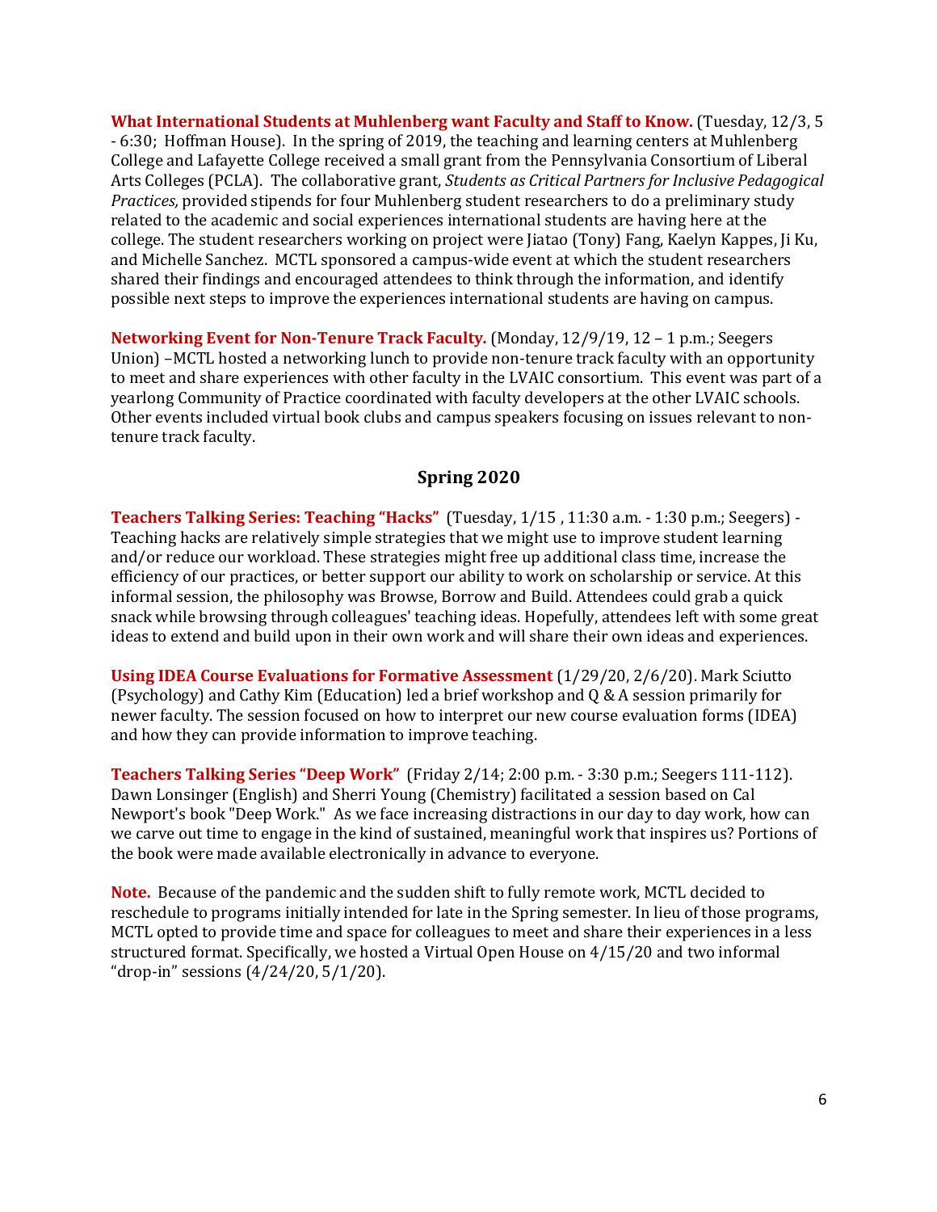**What International Students at Muhlenberg want Faculty and Staff to Know.** (Tuesday, 12/3, 5 - 6:30; Hoffman House). In the spring of 2019, the teaching and learning centers at Muhlenberg College and Lafayette College received a small grant from the Pennsylvania Consortium of Liberal Arts Colleges (PCLA). The collaborative grant, *Students as Critical Partners for Inclusive Pedagogical Practices,* provided stipends for four Muhlenberg student researchers to do a preliminary study related to the academic and social experiences international students are having here at the college. The student researchers working on project were Jiatao (Tony) Fang, Kaelyn Kappes, Ji Ku, and Michelle Sanchez. MCTL sponsored a campus-wide event at which the student researchers shared their findings and encouraged attendees to think through the information, and identify possible next steps to improve the experiences international students are having on campus.

**Networking Event for Non-Tenure Track Faculty.** (Monday, 12/9/19, 12 – 1 p.m.; Seegers Union) –MCTL hosted a networking lunch to provide non-tenure track faculty with an opportunity to meet and share experiences with other faculty in the LVAIC consortium. This event was part of a yearlong Community of Practice coordinated with faculty developers at the other LVAIC schools. Other events included virtual book clubs and campus speakers focusing on issues relevant to non-tenure track faculty.

## Spring 2020

**Teachers Talking Series: Teaching "Hacks"** (Tuesday, 1/15 , 11:30 a.m. - 1:30 p.m.; Seegers) - Teaching hacks are relatively simple strategies that we might use to improve student learning and/or reduce our workload. These strategies might free up additional class time, increase the efficiency of our practices, or better support our ability to work on scholarship or service. At this informal session, the philosophy was Browse, Borrow and Build. Attendees could grab a quick snack while browsing through colleagues' teaching ideas. Hopefully, attendees left with some great ideas to extend and build upon in their own work and will share their own ideas and experiences.

**Using IDEA Course Evaluations for Formative Assessment** (1/29/20, 2/6/20). Mark Sciutto (Psychology) and Cathy Kim (Education) led a brief workshop and Q & A session primarily for newer faculty. The session focused on how to interpret our new course evaluation forms (IDEA) and how they can provide information to improve teaching.

**Teachers Talking Series "Deep Work"** (Friday 2/14; 2:00 p.m. - 3:30 p.m.; Seegers 111-112). Dawn Lonsinger (English) and Sherri Young (Chemistry) facilitated a session based on Cal Newport's book "Deep Work." As we face increasing distractions in our day to day work, how can we carve out time to engage in the kind of sustained, meaningful work that inspires us? Portions of the book were made available electronically in advance to everyone.

**Note.** Because of the pandemic and the sudden shift to fully remote work, MCTL decided to reschedule to programs initially intended for late in the Spring semester. In lieu of those programs, MCTL opted to provide time and space for colleagues to meet and share their experiences in a less structured format. Specifically, we hosted a Virtual Open House on 4/15/20 and two informal "drop-in" sessions (4/24/20, 5/1/20).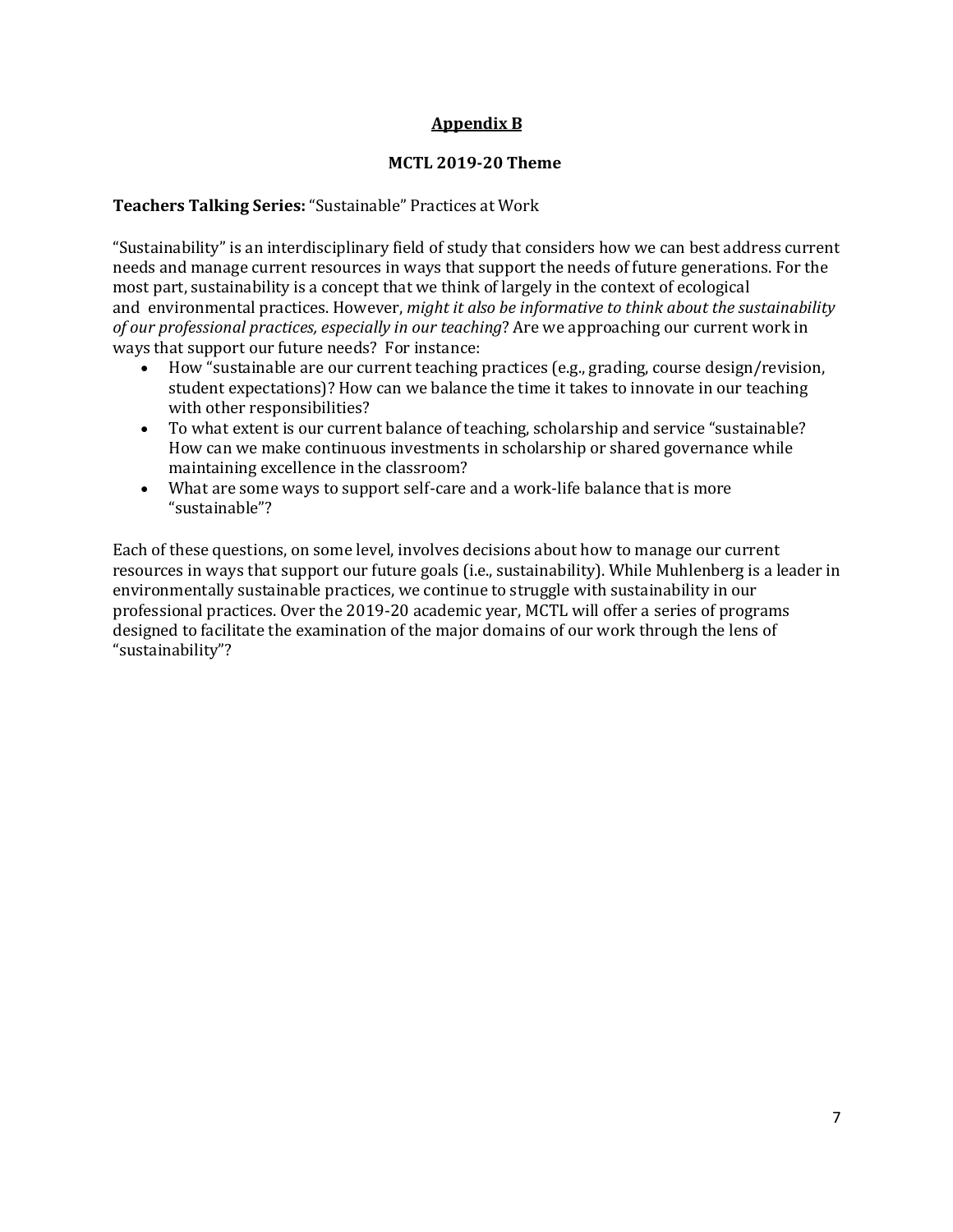## Appendix B

### MCTL 2019-20 Theme

**Teachers Talking Series:** "Sustainable" Practices at Work

"Sustainability" is an interdisciplinary field of study that considers how we can best address current needs and manage current resources in ways that support the needs of future generations. For the most part, sustainability is a concept that we think of largely in the context of ecological and environmental practices. However, *might it also be informative to think about the sustainability of our professional practices, especially in our teaching*? Are we approaching our current work in ways that support our future needs? For instance:

- How "sustainable are our current teaching practices (e.g., grading, course design/revision, student expectations)? How can we balance the time it takes to innovate in our teaching with other responsibilities?
- To what extent is our current balance of teaching, scholarship and service "sustainable? How can we make continuous investments in scholarship or shared governance while maintaining excellence in the classroom?
- What are some ways to support self-care and a work-life balance that is more "sustainable"?

Each of these questions, on some level, involves decisions about how to manage our current resources in ways that support our future goals (i.e., sustainability). While Muhlenberg is a leader in environmentally sustainable practices, we continue to struggle with sustainability in our professional practices. Over the 2019-20 academic year, MCTL will offer a series of programs designed to facilitate the examination of the major domains of our work through the lens of "sustainability"?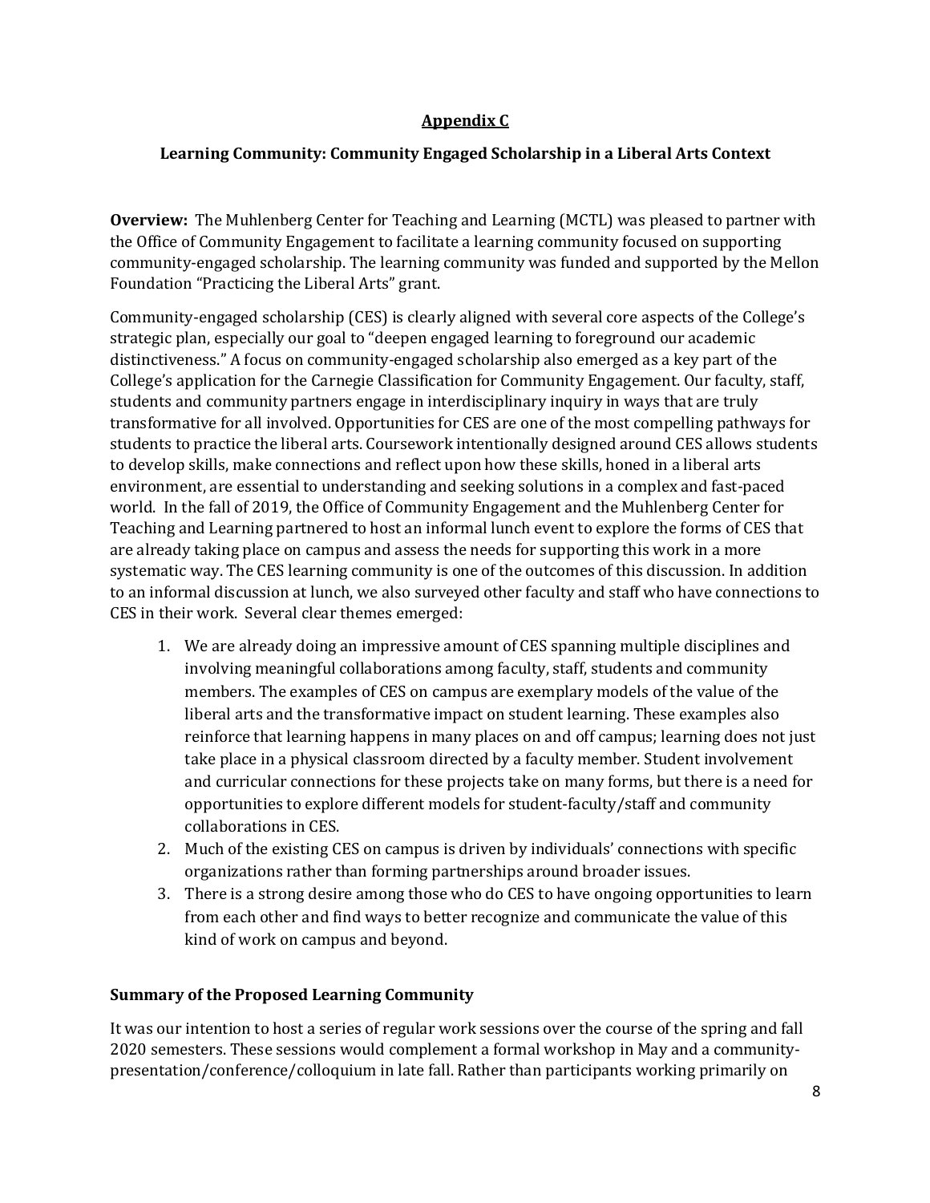**Appendix C**

**Learning Community: Community Engaged Scholarship in a Liberal Arts Context**

**Overview:** The Muhlenberg Center for Teaching and Learning (MCTL) was pleased to partner with the Office of Community Engagement to facilitate a learning community focused on supporting community-engaged scholarship. The learning community was funded and supported by the Mellon Foundation "Practicing the Liberal Arts" grant.

Community-engaged scholarship (CES) is clearly aligned with several core aspects of the College's strategic plan, especially our goal to "deepen engaged learning to foreground our academic distinctiveness." A focus on community-engaged scholarship also emerged as a key part of the College's application for the Carnegie Classification for Community Engagement. Our faculty, staff, students and community partners engage in interdisciplinary inquiry in ways that are truly transformative for all involved. Opportunities for CES are one of the most compelling pathways for students to practice the liberal arts. Coursework intentionally designed around CES allows students to develop skills, make connections and reflect upon how these skills, honed in a liberal arts environment, are essential to understanding and seeking solutions in a complex and fast-paced world. In the fall of 2019, the Office of Community Engagement and the Muhlenberg Center for Teaching and Learning partnered to host an informal lunch event to explore the forms of CES that are already taking place on campus and assess the needs for supporting this work in a more systematic way. The CES learning community is one of the outcomes of this discussion. In addition to an informal discussion at lunch, we also surveyed other faculty and staff who have connections to CES in their work. Several clear themes emerged:

1. We are already doing an impressive amount of CES spanning multiple disciplines and involving meaningful collaborations among faculty, staff, students and community members. The examples of CES on campus are exemplary models of the value of the liberal arts and the transformative impact on student learning. These examples also reinforce that learning happens in many places on and off campus; learning does not just take place in a physical classroom directed by a faculty member. Student involvement and curricular connections for these projects take on many forms, but there is a need for opportunities to explore different models for student-faculty/staff and community collaborations in CES.
2. Much of the existing CES on campus is driven by individuals' connections with specific organizations rather than forming partnerships around broader issues.
3. There is a strong desire among those who do CES to have ongoing opportunities to learn from each other and find ways to better recognize and communicate the value of this kind of work on campus and beyond.

**Summary of the Proposed Learning Community**

It was our intention to host a series of regular work sessions over the course of the spring and fall 2020 semesters. These sessions would complement a formal workshop in May and a community-presentation/conference/colloquium in late fall. Rather than participants working primarily on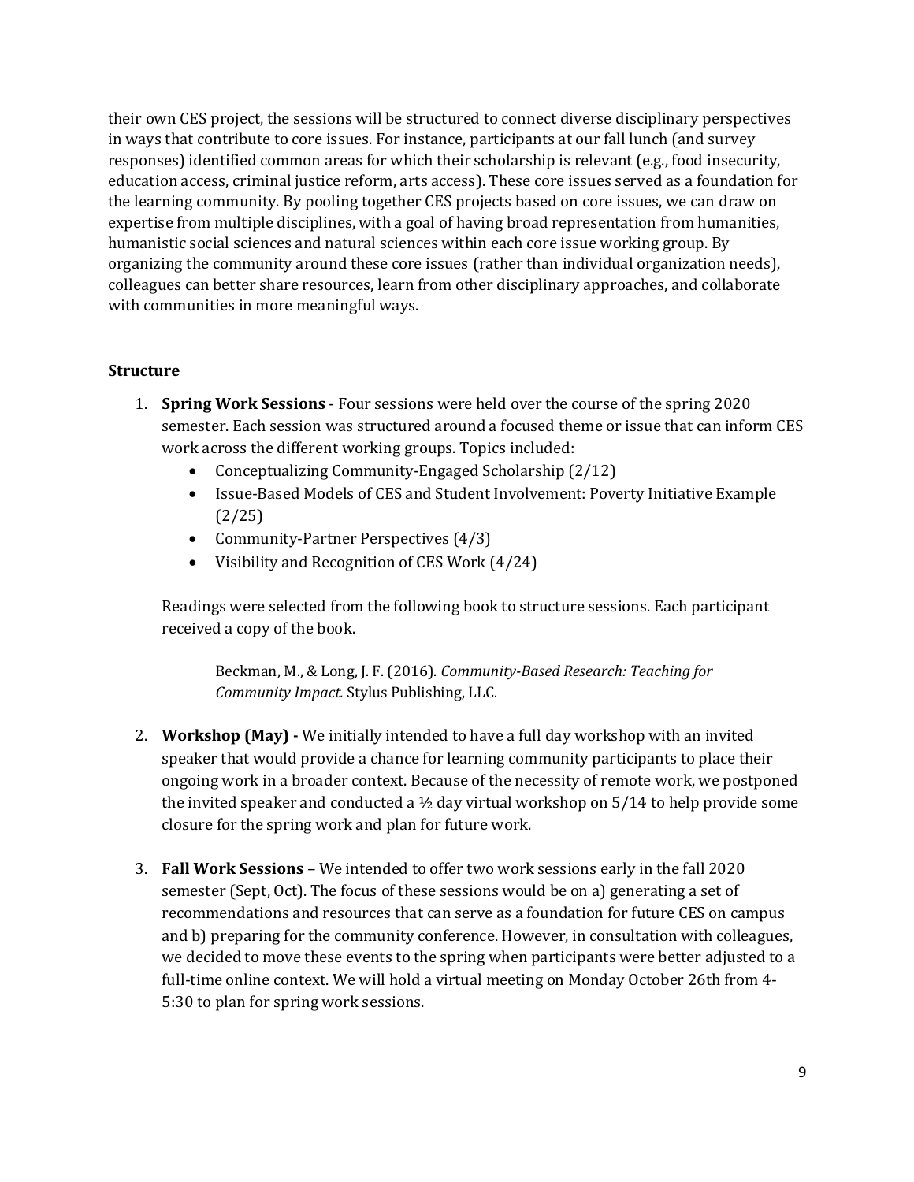their own CES project, the sessions will be structured to connect diverse disciplinary perspectives in ways that contribute to core issues. For instance, participants at our fall lunch (and survey responses) identified common areas for which their scholarship is relevant (e.g., food insecurity, education access, criminal justice reform, arts access). These core issues served as a foundation for the learning community. By pooling together CES projects based on core issues, we can draw on expertise from multiple disciplines, with a goal of having broad representation from humanities, humanistic social sciences and natural sciences within each core issue working group. By organizing the community around these core issues (rather than individual organization needs), colleagues can better share resources, learn from other disciplinary approaches, and collaborate with communities in more meaningful ways.

**Structure**

1. **Spring Work Sessions** - Four sessions were held over the course of the spring 2020 semester. Each session was structured around a focused theme or issue that can inform CES work across the different working groups. Topics included:
    - Conceptualizing Community-Engaged Scholarship (2/12)
    - Issue-Based Models of CES and Student Involvement: Poverty Initiative Example (2/25)
    - Community-Partner Perspectives (4/3)
    - Visibility and Recognition of CES Work (4/24)

    Readings were selected from the following book to structure sessions. Each participant received a copy of the book.

    > Beckman, M., & Long, J. F. (2016). *Community-Based Research: Teaching for Community Impact*. Stylus Publishing, LLC.

2. **Workshop (May) -** We initially intended to have a full day workshop with an invited speaker that would provide a chance for learning community participants to place their ongoing work in a broader context. Because of the necessity of remote work, we postponed the invited speaker and conducted a ½ day virtual workshop on 5/14 to help provide some closure for the spring work and plan for future work.

3. **Fall Work Sessions** – We intended to offer two work sessions early in the fall 2020 semester (Sept, Oct). The focus of these sessions would be on a) generating a set of recommendations and resources that can serve as a foundation for future CES on campus and b) preparing for the community conference. However, in consultation with colleagues, we decided to move these events to the spring when participants were better adjusted to a full-time online context. We will hold a virtual meeting on Monday October 26th from 4-5:30 to plan for spring work sessions.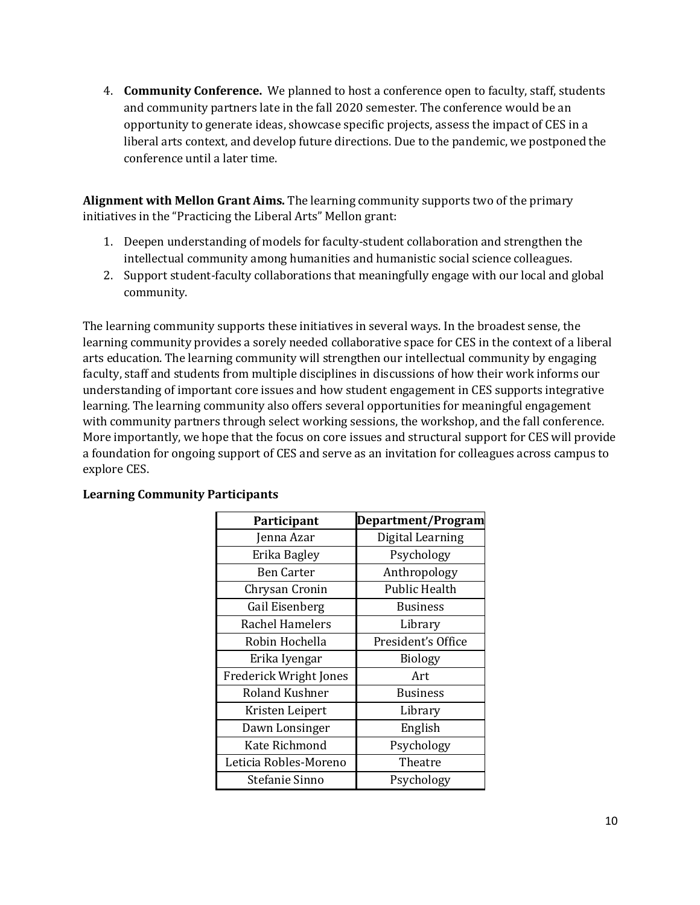4. **Community Conference.** We planned to host a conference open to faculty, staff, students and community partners late in the fall 2020 semester. The conference would be an opportunity to generate ideas, showcase specific projects, assess the impact of CES in a liberal arts context, and develop future directions. Due to the pandemic, we postponed the conference until a later time.

**Alignment with Mellon Grant Aims.** The learning community supports two of the primary initiatives in the "Practicing the Liberal Arts" Mellon grant:

1. Deepen understanding of models for faculty-student collaboration and strengthen the intellectual community among humanities and humanistic social science colleagues.
2. Support student-faculty collaborations that meaningfully engage with our local and global community.

The learning community supports these initiatives in several ways. In the broadest sense, the learning community provides a sorely needed collaborative space for CES in the context of a liberal arts education. The learning community will strengthen our intellectual community by engaging faculty, staff and students from multiple disciplines in discussions of how their work informs our understanding of important core issues and how student engagement in CES supports integrative learning. The learning community also offers several opportunities for meaningful engagement with community partners through select working sessions, the workshop, and the fall conference. More importantly, we hope that the focus on core issues and structural support for CES will provide a foundation for ongoing support of CES and serve as an invitation for colleagues across campus to explore CES.

**Learning Community Participants**

| Participant | Department/Program |
|---|---|
| Jenna Azar | Digital Learning |
| Erika Bagley | Psychology |
| Ben Carter | Anthropology |
| Chrysan Cronin | Public Health |
| Gail Eisenberg | Business |
| Rachel Hamelers | Library |
| Robin Hochella | President's Office |
| Erika Iyengar | Biology |
| Frederick Wright Jones | Art |
| Roland Kushner | Business |
| Kristen Leipert | Library |
| Dawn Lonsinger | English |
| Kate Richmond | Psychology |
| Leticia Robles-Moreno | Theatre |
| Stefanie Sinno | Psychology |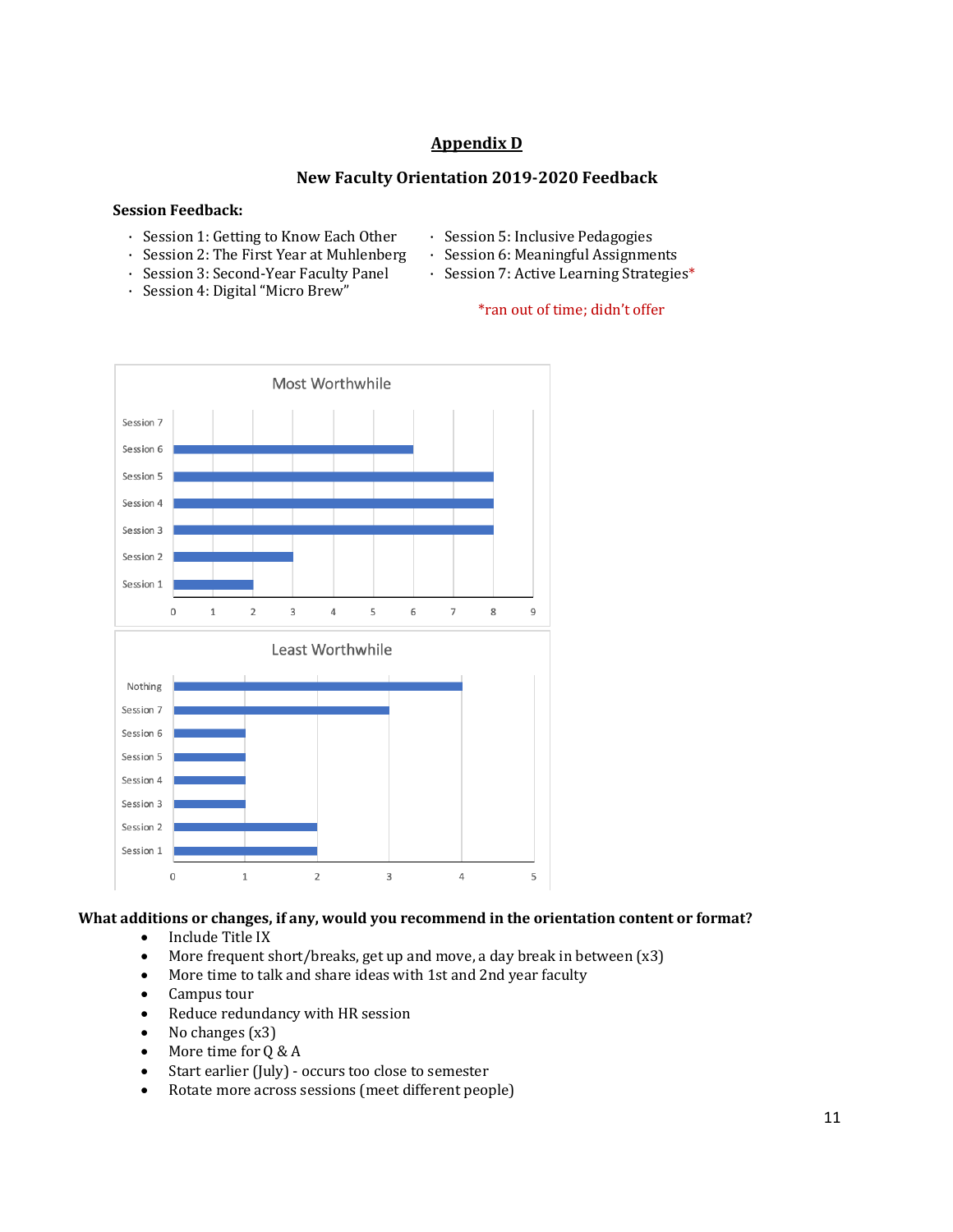## Appendix D

### New Faculty Orientation 2019-2020 Feedback

**Session Feedback:**

- Session 1: Getting to Know Each Other
- Session 2: The First Year at Muhlenberg
- Session 3: Second-Year Faculty Panel
- Session 4: Digital "Micro Brew"
- Session 5: Inclusive Pedagogies
- Session 6: Meaningful Assignments
- Session 7: Active Learning Strategies*

*ran out of time; didn't offer

**Most Worthwhile**

| Session | Count |
|---|---|
| Session 7 | 0 |
| Session 6 | 6 |
| Session 5 | 8 |
| Session 4 | 8 |
| Session 3 | 8 |
| Session 2 | 3 |
| Session 1 | 2 |

**Least Worthwhile**

| Session | Count |
|---|---|
| Nothing | 4 |
| Session 7 | 3 |
| Session 6 | 1 |
| Session 5 | 1 |
| Session 4 | 1 |
| Session 3 | 1 |
| Session 2 | 2 |
| Session 1 | 2 |

**What additions or changes, if any, would you recommend in the orientation content or format?**

- Include Title IX
- More frequent short/breaks, get up and move, a day break in between (x3)
- More time to talk and share ideas with 1st and 2nd year faculty
- Campus tour
- Reduce redundancy with HR session
- No changes (x3)
- More time for Q & A
- Start earlier (July) - occurs too close to semester
- Rotate more across sessions (meet different people)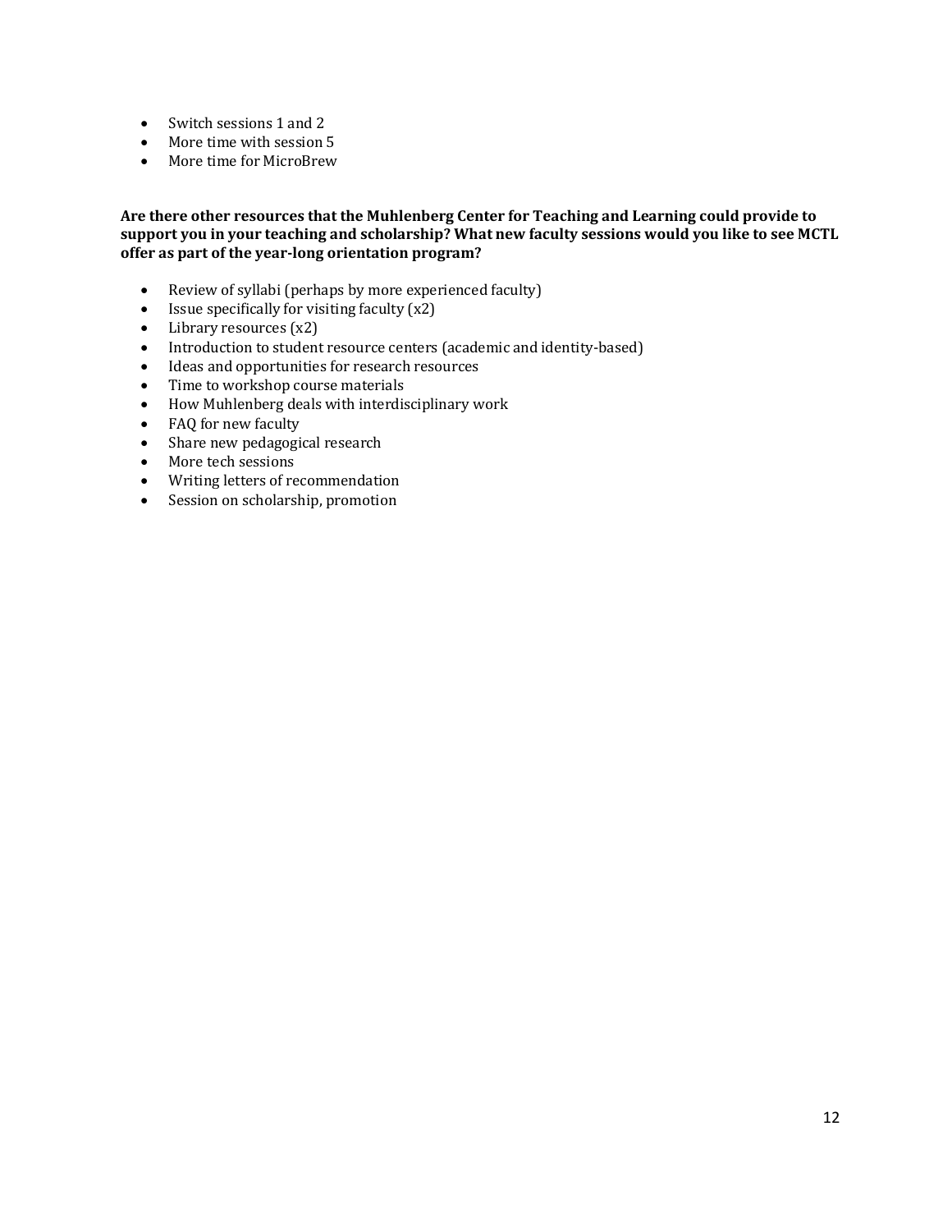- Switch sessions 1 and 2
- More time with session 5
- More time for MicroBrew

**Are there other resources that the Muhlenberg Center for Teaching and Learning could provide to support you in your teaching and scholarship? What new faculty sessions would you like to see MCTL offer as part of the year-long orientation program?**

- Review of syllabi (perhaps by more experienced faculty)
- Issue specifically for visiting faculty (x2)
- Library resources (x2)
- Introduction to student resource centers (academic and identity-based)
- Ideas and opportunities for research resources
- Time to workshop course materials
- How Muhlenberg deals with interdisciplinary work
- FAQ for new faculty
- Share new pedagogical research
- More tech sessions
- Writing letters of recommendation
- Session on scholarship, promotion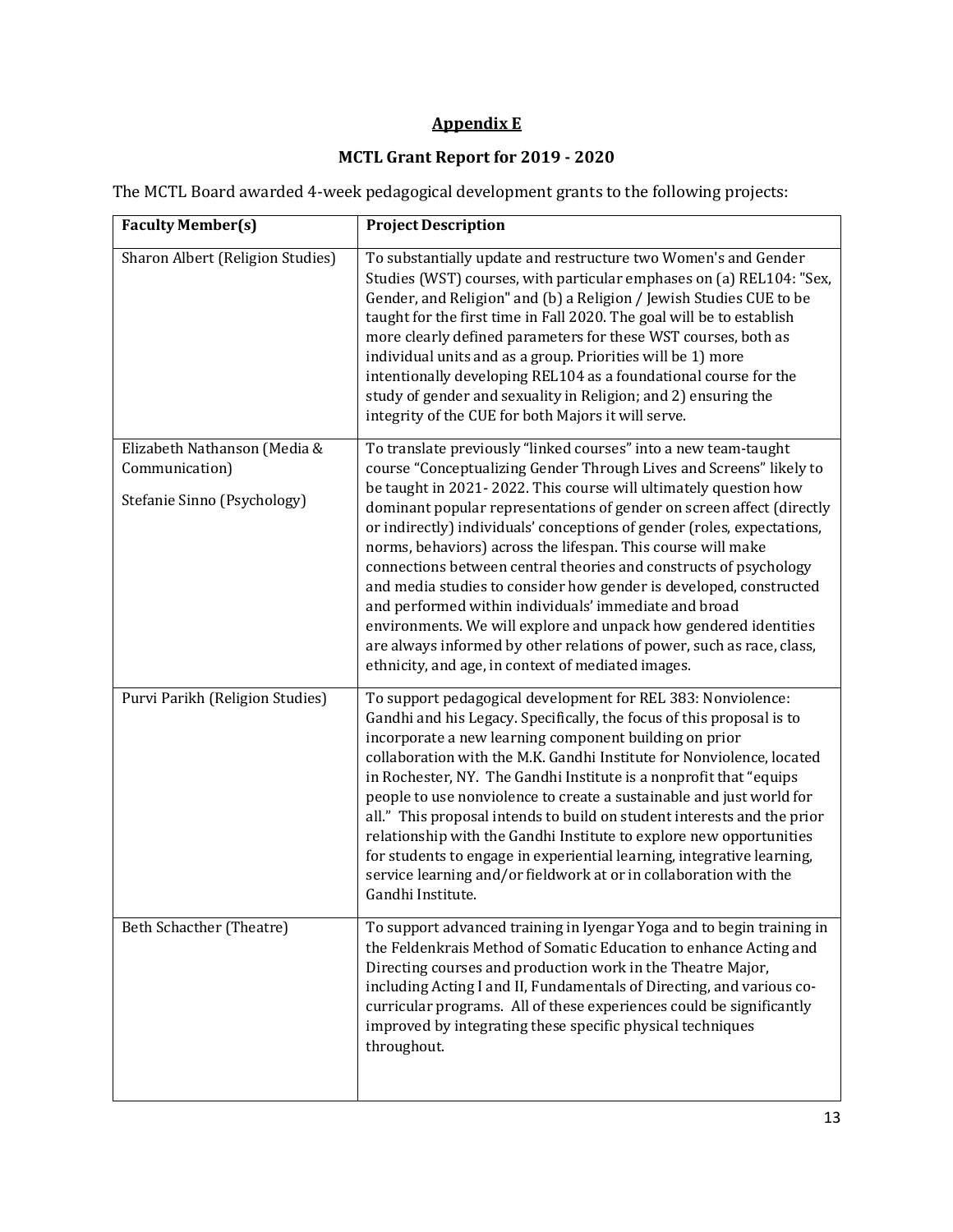# Appendix E

## MCTL Grant Report for 2019 - 2020

The MCTL Board awarded 4-week pedagogical development grants to the following projects:

| Faculty Member(s) | Project Description |
|---|---|
| Sharon Albert (Religion Studies) | To substantially update and restructure two Women's and Gender Studies (WST) courses, with particular emphases on (a) REL104: "Sex, Gender, and Religion" and (b) a Religion / Jewish Studies CUE to be taught for the first time in Fall 2020. The goal will be to establish more clearly defined parameters for these WST courses, both as individual units and as a group. Priorities will be 1) more intentionally developing REL104 as a foundational course for the study of gender and sexuality in Religion; and 2) ensuring the integrity of the CUE for both Majors it will serve. |
| Elizabeth Nathanson (Media & Communication)<br><br>Stefanie Sinno (Psychology) | To translate previously "linked courses" into a new team-taught course "Conceptualizing Gender Through Lives and Screens" likely to be taught in 2021- 2022. This course will ultimately question how dominant popular representations of gender on screen affect (directly or indirectly) individuals' conceptions of gender (roles, expectations, norms, behaviors) across the lifespan. This course will make connections between central theories and constructs of psychology and media studies to consider how gender is developed, constructed and performed within individuals' immediate and broad environments. We will explore and unpack how gendered identities are always informed by other relations of power, such as race, class, ethnicity, and age, in context of mediated images. |
| Purvi Parikh (Religion Studies) | To support pedagogical development for REL 383: Nonviolence: Gandhi and his Legacy. Specifically, the focus of this proposal is to incorporate a new learning component building on prior collaboration with the M.K. Gandhi Institute for Nonviolence, located in Rochester, NY. The Gandhi Institute is a nonprofit that "equips people to use nonviolence to create a sustainable and just world for all." This proposal intends to build on student interests and the prior relationship with the Gandhi Institute to explore new opportunities for students to engage in experiential learning, integrative learning, service learning and/or fieldwork at or in collaboration with the Gandhi Institute. |
| Beth Schacther (Theatre) | To support advanced training in Iyengar Yoga and to begin training in the Feldenkrais Method of Somatic Education to enhance Acting and Directing courses and production work in the Theatre Major, including Acting I and II, Fundamentals of Directing, and various co-curricular programs. All of these experiences could be significantly improved by integrating these specific physical techniques throughout. |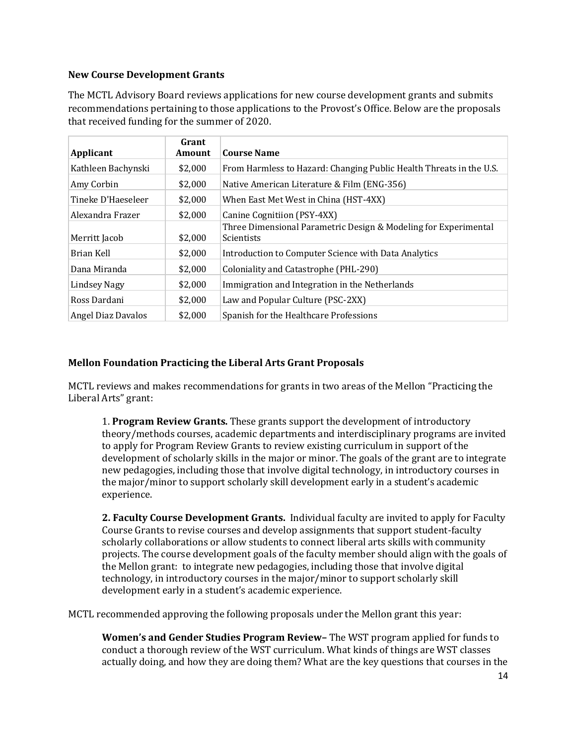### New Course Development Grants

The MCTL Advisory Board reviews applications for new course development grants and submits recommendations pertaining to those applications to the Provost's Office. Below are the proposals that received funding for the summer of 2020.

| Applicant | Grant Amount | Course Name |
|---|---|---|
| Kathleen Bachynski | $2,000 | From Harmless to Hazard: Changing Public Health Threats in the U.S. |
| Amy Corbin | $2,000 | Native American Literature & Film (ENG-356) |
| Tineke D'Haeseleer | $2,000 | When East Met West in China (HST-4XX) |
| Alexandra Frazer | $2,000 | Canine Cognitiion (PSY-4XX) |
| Merritt Jacob | $2,000 | Three Dimensional Parametric Design & Modeling for Experimental Scientists |
| Brian Kell | $2,000 | Introduction to Computer Science with Data Analytics |
| Dana Miranda | $2,000 | Coloniality and Catastrophe (PHL-290) |
| Lindsey Nagy | $2,000 | Immigration and Integration in the Netherlands |
| Ross Dardani | $2,000 | Law and Popular Culture (PSC-2XX) |
| Angel Diaz Davalos | $2,000 | Spanish for the Healthcare Professions |

### Mellon Foundation Practicing the Liberal Arts Grant Proposals

MCTL reviews and makes recommendations for grants in two areas of the Mellon "Practicing the Liberal Arts" grant:

> 1. **Program Review Grants.** These grants support the development of introductory theory/methods courses, academic departments and interdisciplinary programs are invited to apply for Program Review Grants to review existing curriculum in support of the development of scholarly skills in the major or minor. The goals of the grant are to integrate new pedagogies, including those that involve digital technology, in introductory courses in the major/minor to support scholarly skill development early in a student's academic experience.
>
> **2. Faculty Course Development Grants.** Individual faculty are invited to apply for Faculty Course Grants to revise courses and develop assignments that support student-faculty scholarly collaborations or allow students to connect liberal arts skills with community projects. The course development goals of the faculty member should align with the goals of the Mellon grant: to integrate new pedagogies, including those that involve digital technology, in introductory courses in the major/minor to support scholarly skill development early in a student's academic experience.

MCTL recommended approving the following proposals under the Mellon grant this year:

> **Women's and Gender Studies Program Review–** The WST program applied for funds to conduct a thorough review of the WST curriculum. What kinds of things are WST classes actually doing, and how they are doing them? What are the key questions that courses in the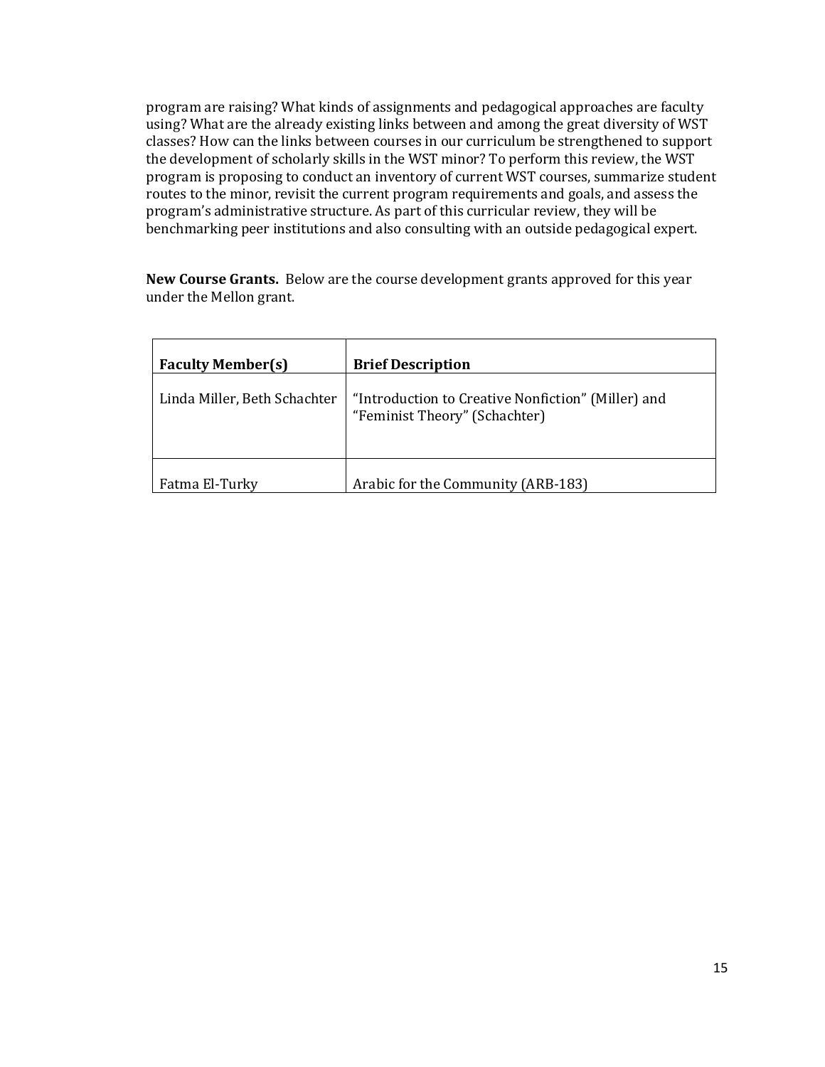program are raising? What kinds of assignments and pedagogical approaches are faculty using? What are the already existing links between and among the great diversity of WST classes? How can the links between courses in our curriculum be strengthened to support the development of scholarly skills in the WST minor? To perform this review, the WST program is proposing to conduct an inventory of current WST courses, summarize student routes to the minor, revisit the current program requirements and goals, and assess the program's administrative structure. As part of this curricular review, they will be benchmarking peer institutions and also consulting with an outside pedagogical expert.

**New Course Grants.** Below are the course development grants approved for this year under the Mellon grant.

| **Faculty Member(s)** | **Brief Description** |
|---|---|
| Linda Miller, Beth Schachter | "Introduction to Creative Nonfiction" (Miller) and "Feminist Theory" (Schachter) |
| Fatma El-Turky | Arabic for the Community (ARB-183) |